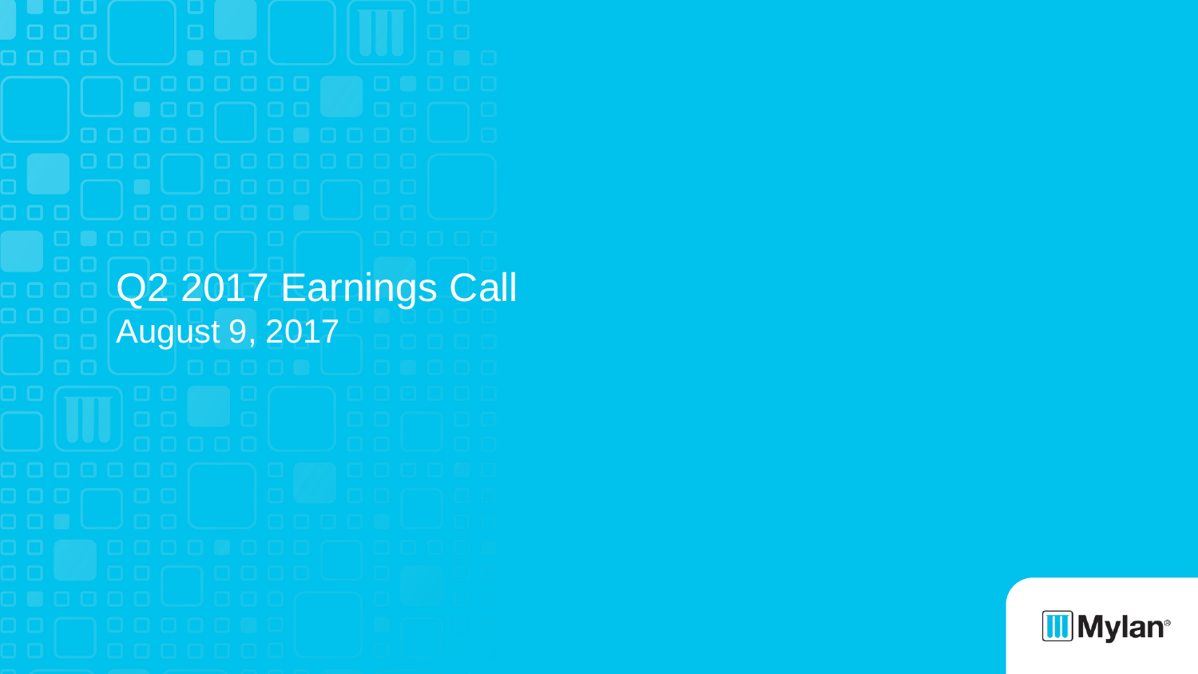# Q2 2017 Earnings Call

August 9, 2017

Mylan®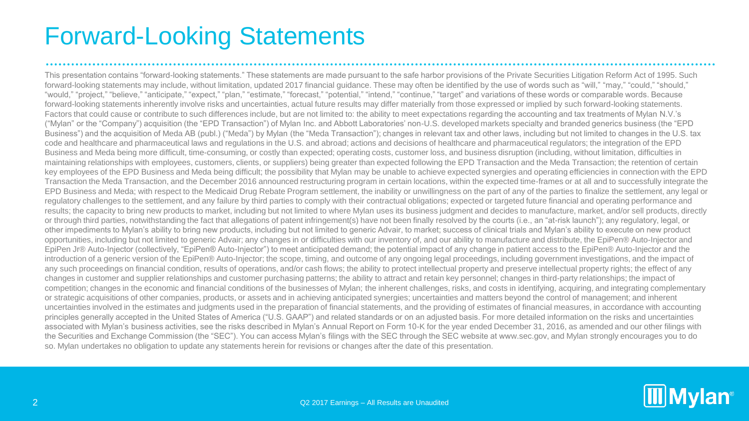# Forward-Looking Statements

This presentation contains "forward-looking statements." These statements are made pursuant to the safe harbor provisions of the Private Securities Litigation Reform Act of 1995. Such forward-looking statements may include, without limitation, updated 2017 financial guidance. These may often be identified by the use of words such as "will," "may," "could," "should," "would," "project," "believe," "anticipate," "expect," "plan," "estimate," "forecast," "potential," "intend," "continue," "target" and variations of these words or comparable words. Because forward-looking statements inherently involve risks and uncertainties, actual future results may differ materially from those expressed or implied by such forward-looking statements. Factors that could cause or contribute to such differences include, but are not limited to: the ability to meet expectations regarding the accounting and tax treatments of Mylan N.V.'s ("Mylan" or the "Company") acquisition (the "EPD Transaction") of Mylan Inc. and Abbott Laboratories' non-U.S. developed markets specialty and branded generics business (the "EPD Business") and the acquisition of Meda AB (publ.) ("Meda") by Mylan (the "Meda Transaction"); changes in relevant tax and other laws, including but not limited to changes in the U.S. tax code and healthcare and pharmaceutical laws and regulations in the U.S. and abroad; actions and decisions of healthcare and pharmaceutical regulators; the integration of the EPD Business and Meda being more difficult, time-consuming, or costly than expected; operating costs, customer loss, and business disruption (including, without limitation, difficulties in maintaining relationships with employees, customers, clients, or suppliers) being greater than expected following the EPD Transaction and the Meda Transaction; the retention of certain key employees of the EPD Business and Meda being difficult; the possibility that Mylan may be unable to achieve expected synergies and operating efficiencies in connection with the EPD Transaction the Meda Transaction, and the December 2016 announced restructuring program in certain locations, within the expected time-frames or at all and to successfully integrate the EPD Business and Meda; with respect to the Medicaid Drug Rebate Program settlement, the inability or unwillingness on the part of any of the parties to finalize the settlement, any legal or regulatory challenges to the settlement, and any failure by third parties to comply with their contractual obligations; expected or targeted future financial and operating performance and results; the capacity to bring new products to market, including but not limited to where Mylan uses its business judgment and decides to manufacture, market, and/or sell products, directly or through third parties, notwithstanding the fact that allegations of patent infringement(s) have not been finally resolved by the courts (i.e., an "at-risk launch"); any regulatory, legal, or other impediments to Mylan's ability to bring new products, including but not limited to generic Advair, to market; success of clinical trials and Mylan's ability to execute on new product opportunities, including but not limited to generic Advair; any changes in or difficulties with our inventory of, and our ability to manufacture and distribute, the EpiPen® Auto-Injector and EpiPen Jr® Auto-Injector (collectively, "EpiPen® Auto-Injector") to meet anticipated demand; the potential impact of any change in patient access to the EpiPen® Auto-Injector and the introduction of a generic version of the EpiPen® Auto-Injector; the scope, timing, and outcome of any ongoing legal proceedings, including government investigations, and the impact of any such proceedings on financial condition, results of operations, and/or cash flows; the ability to protect intellectual property and preserve intellectual property rights; the effect of any changes in customer and supplier relationships and customer purchasing patterns; the ability to attract and retain key personnel; changes in third-party relationships; the impact of competition; changes in the economic and financial conditions of the businesses of Mylan; the inherent challenges, risks, and costs in identifying, acquiring, and integrating complementary or strategic acquisitions of other companies, products, or assets and in achieving anticipated synergies; uncertainties and matters beyond the control of management; and inherent uncertainties involved in the estimates and judgments used in the preparation of financial statements, and the providing of estimates of financial measures, in accordance with accounting principles generally accepted in the United States of America ("U.S. GAAP") and related standards or on an adjusted basis. For more detailed information on the risks and uncertainties associated with Mylan's business activities, see the risks described in Mylan's Annual Report on Form 10-K for the year ended December 31, 2016, as amended and our other filings with the Securities and Exchange Commission (the "SEC"). You can access Mylan's filings with the SEC through the SEC website at www.sec.gov, and Mylan strongly encourages you to do so. Mylan undertakes no obligation to update any statements herein for revisions or changes after the date of this presentation.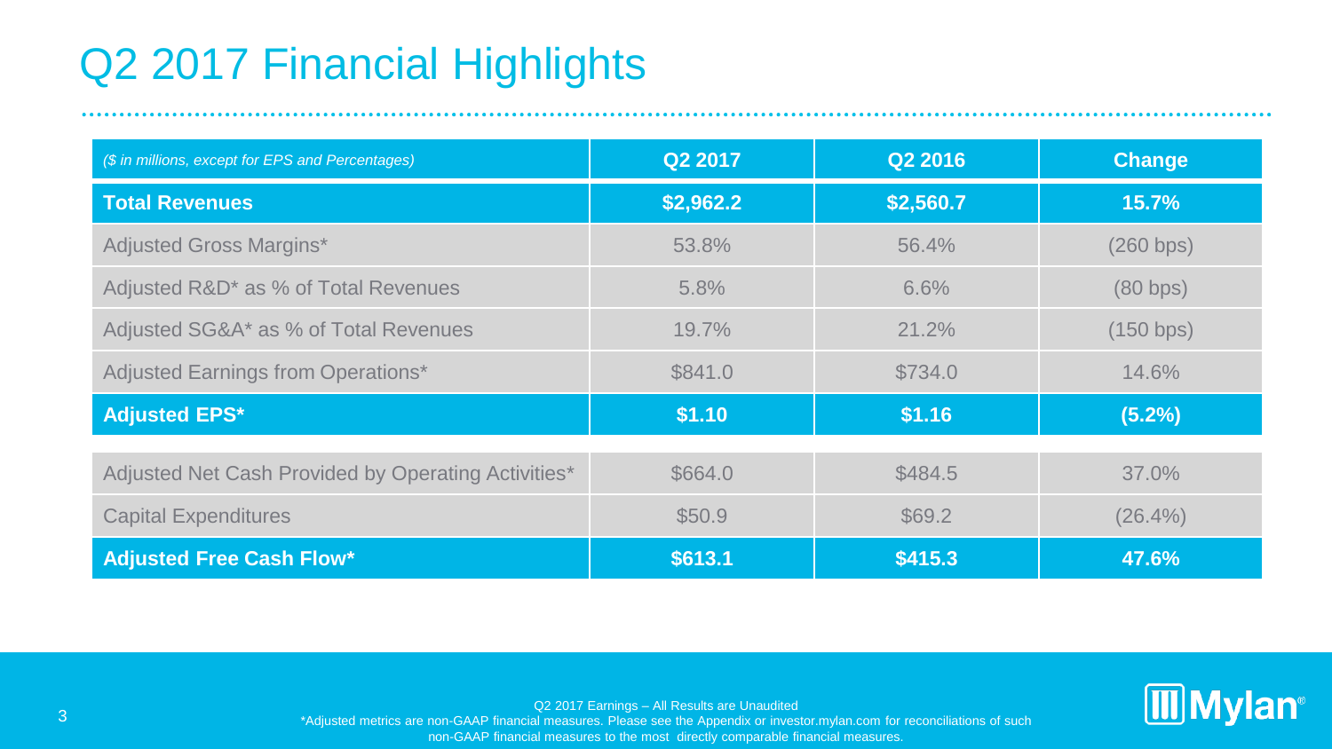# Q2 2017 Financial Highlights

| *($ in millions, except for EPS and Percentages)* | Q2 2017 | Q2 2016 | Change |
|---|---|---|---|
| **Total Revenues** | **$2,962.2** | **$2,560.7** | **15.7%** |
| Adjusted Gross Margins* | 53.8% | 56.4% | (260 bps) |
| Adjusted R&D* as % of Total Revenues | 5.8% | 6.6% | (80 bps) |
| Adjusted SG&A* as % of Total Revenues | 19.7% | 21.2% | (150 bps) |
| Adjusted Earnings from Operations* | $841.0 | $734.0 | 14.6% |
| **Adjusted EPS*** | **$1.10** | **$1.16** | **(5.2%)** |
| Adjusted Net Cash Provided by Operating Activities* | $664.0 | $484.5 | 37.0% |
| Capital Expenditures | $50.9 | $69.2 | (26.4%) |
| **Adjusted Free Cash Flow*** | **$613.1** | **$415.3** | **47.6%** |

Q2 2017 Earnings – All Results are Unaudited

*Adjusted metrics are non-GAAP financial measures. Please see the Appendix or investor.mylan.com for reconciliations of such non-GAAP financial measures to the most directly comparable financial measures.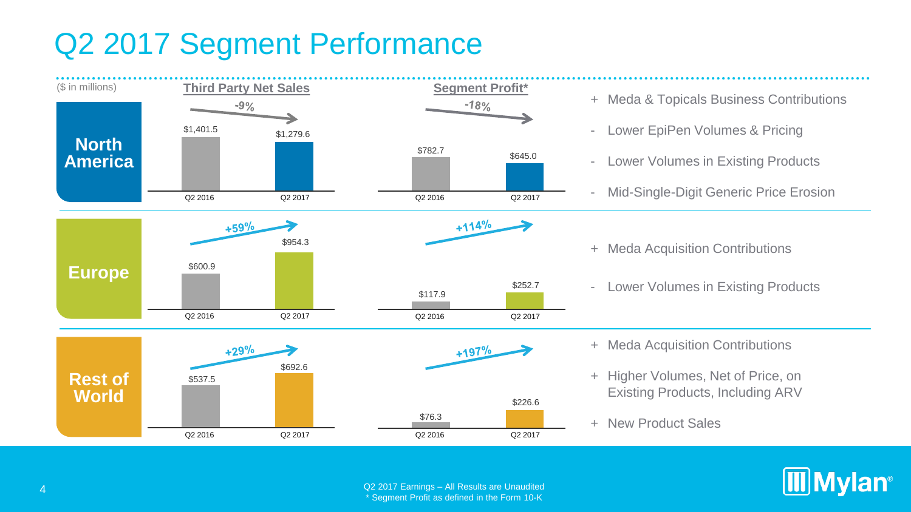# Q2 2017 Segment Performance

($ in millions)

| Segment | Third Party Net Sales Q2 2016 | Third Party Net Sales Q2 2017 | Change | Segment Profit* Q2 2016 | Segment Profit* Q2 2017 | Change |
|---|---|---|---|---|---|---|
| North America | $1,401.5 | $1,279.6 | -9% | $782.7 | $645.0 | -18% |
| Europe | $600.9 | $954.3 | +59% | $117.9 | $252.7 | +114% |
| Rest of World | $537.5 | $692.6 | +29% | $76.3 | $226.6 | +197% |

**North America**

- \+ Meda & Topicals Business Contributions
- \- Lower EpiPen Volumes & Pricing
- \- Lower Volumes in Existing Products
- \- Mid-Single-Digit Generic Price Erosion

**Europe**

- \+ Meda Acquisition Contributions
- \- Lower Volumes in Existing Products

**Rest of World**

- \+ Meda Acquisition Contributions
- \+ Higher Volumes, Net of Price, on Existing Products, Including ARV
- \+ New Product Sales

Q2 2017 Earnings – All Results are Unaudited
* Segment Profit as defined in the Form 10-K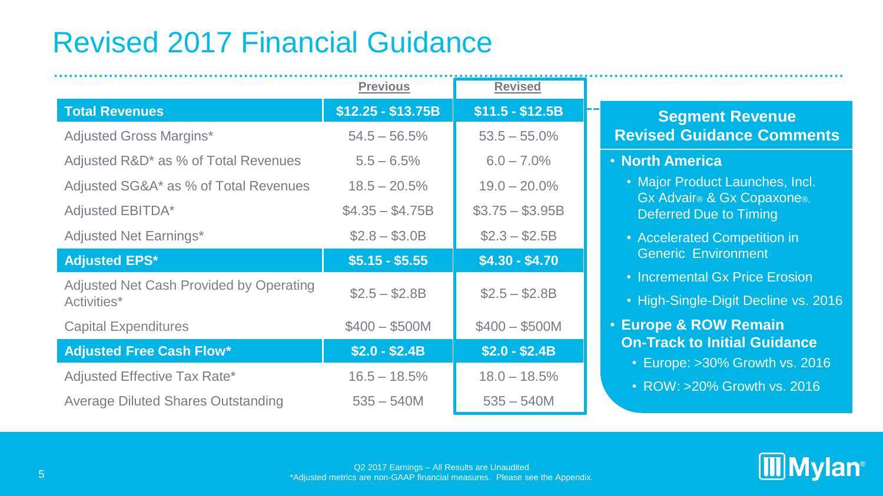# Revised 2017 Financial Guidance

| | Previous | Revised |
|---|---|---|
| **Total Revenues** | **$12.25 - $13.75B** | **$11.5 - $12.5B** |
| Adjusted Gross Margins* | 54.5 – 56.5% | 53.5 – 55.0% |
| Adjusted R&D* as % of Total Revenues | 5.5 – 6.5% | 6.0 – 7.0% |
| Adjusted SG&A* as % of Total Revenues | 18.5 – 20.5% | 19.0 – 20.0% |
| Adjusted EBITDA* | $4.35 – $4.75B | $3.75 – $3.95B |
| Adjusted Net Earnings* | $2.8 – $3.0B | $2.3 – $2.5B |
| **Adjusted EPS*** | **$5.15 - $5.55** | **$4.30 - $4.70** |
| Adjusted Net Cash Provided by Operating Activities* | $2.5 – $2.8B | $2.5 – $2.8B |
| Capital Expenditures | $400 – $500M | $400 – $500M |
| **Adjusted Free Cash Flow*** | **$2.0 - $2.4B** | **$2.0 - $2.4B** |
| Adjusted Effective Tax Rate* | 16.5 – 18.5% | 18.0 – 18.5% |
| Average Diluted Shares Outstanding | 535 – 540M | 535 – 540M |

## Segment Revenue Revised Guidance Comments

- **North America**
  - Major Product Launches, Incl. Gx Advair® & Gx Copaxone®, Deferred Due to Timing
  - Accelerated Competition in Generic Environment
  - Incremental Gx Price Erosion
  - High-Single-Digit Decline vs. 2016
- **Europe & ROW Remain On-Track to Initial Guidance**
  - Europe: >30% Growth vs. 2016
  - ROW: >20% Growth vs. 2016

Q2 2017 Earnings – All Results are Unaudited
*Adjusted metrics are non-GAAP financial measures. Please see the Appendix.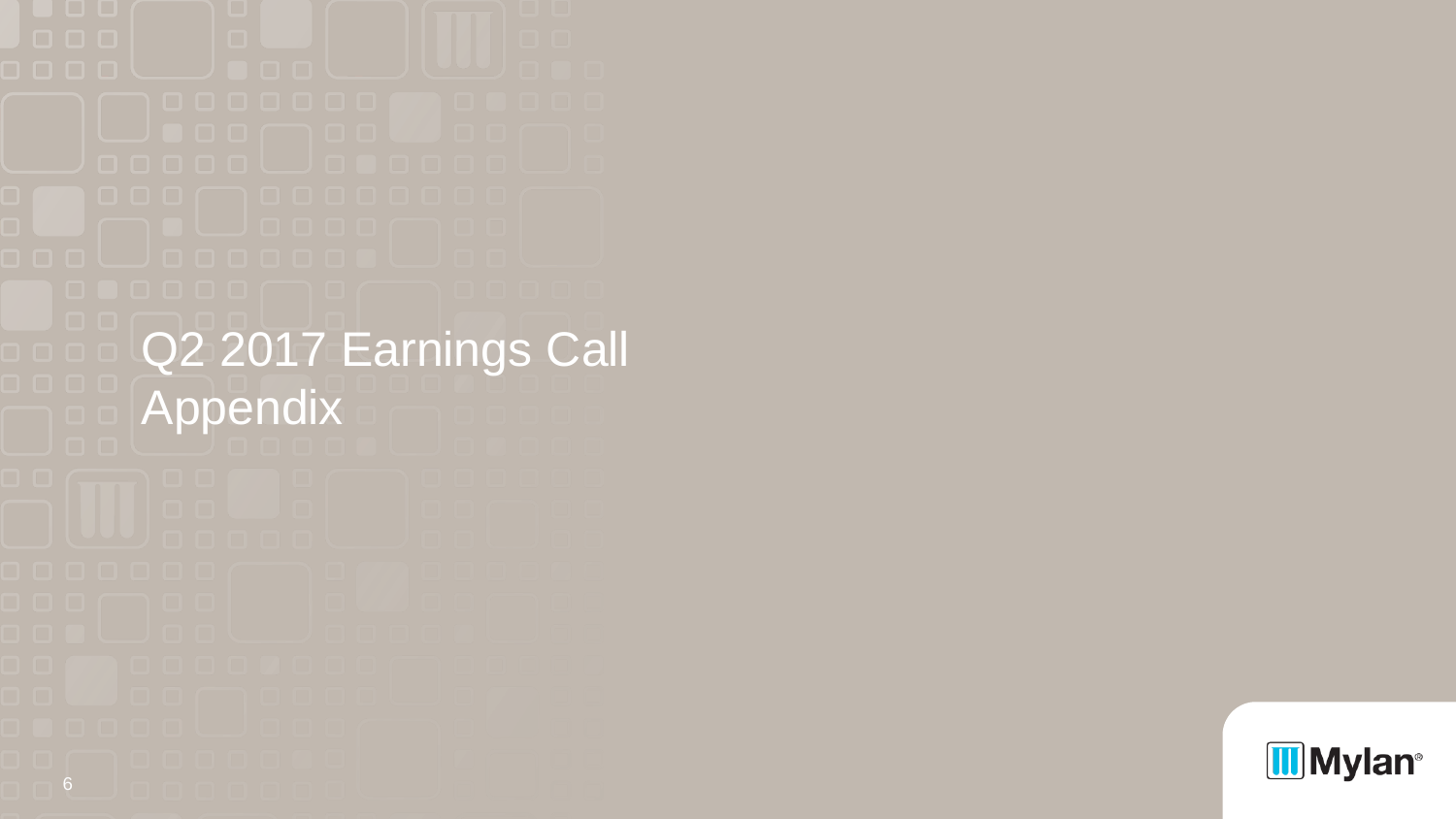# Q2 2017 Earnings Call Appendix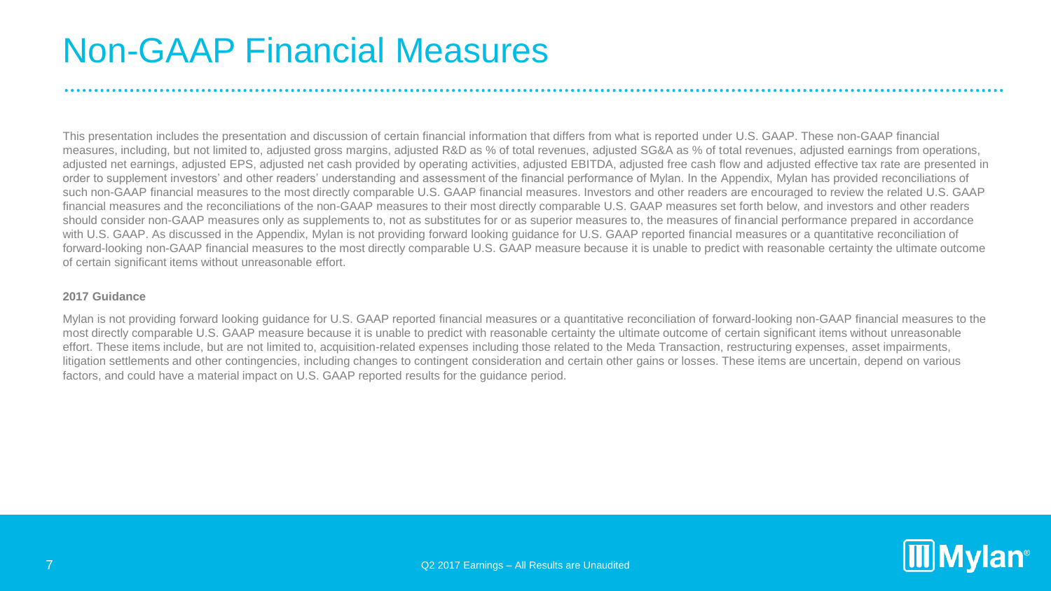# Non-GAAP Financial Measures

This presentation includes the presentation and discussion of certain financial information that differs from what is reported under U.S. GAAP. These non-GAAP financial measures, including, but not limited to, adjusted gross margins, adjusted R&D as % of total revenues, adjusted SG&A as % of total revenues, adjusted earnings from operations, adjusted net earnings, adjusted EPS, adjusted net cash provided by operating activities, adjusted EBITDA, adjusted free cash flow and adjusted effective tax rate are presented in order to supplement investors' and other readers' understanding and assessment of the financial performance of Mylan. In the Appendix, Mylan has provided reconciliations of such non-GAAP financial measures to the most directly comparable U.S. GAAP financial measures. Investors and other readers are encouraged to review the related U.S. GAAP financial measures and the reconciliations of the non-GAAP measures to their most directly comparable U.S. GAAP measures set forth below, and investors and other readers should consider non-GAAP measures only as supplements to, not as substitutes for or as superior measures to, the measures of financial performance prepared in accordance with U.S. GAAP. As discussed in the Appendix, Mylan is not providing forward looking guidance for U.S. GAAP reported financial measures or a quantitative reconciliation of forward-looking non-GAAP financial measures to the most directly comparable U.S. GAAP measure because it is unable to predict with reasonable certainty the ultimate outcome of certain significant items without unreasonable effort.

**2017 Guidance**

Mylan is not providing forward looking guidance for U.S. GAAP reported financial measures or a quantitative reconciliation of forward-looking non-GAAP financial measures to the most directly comparable U.S. GAAP measure because it is unable to predict with reasonable certainty the ultimate outcome of certain significant items without unreasonable effort. These items include, but are not limited to, acquisition-related expenses including those related to the Meda Transaction, restructuring expenses, asset impairments, litigation settlements and other contingencies, including changes to contingent consideration and certain other gains or losses. These items are uncertain, depend on various factors, and could have a material impact on U.S. GAAP reported results for the guidance period.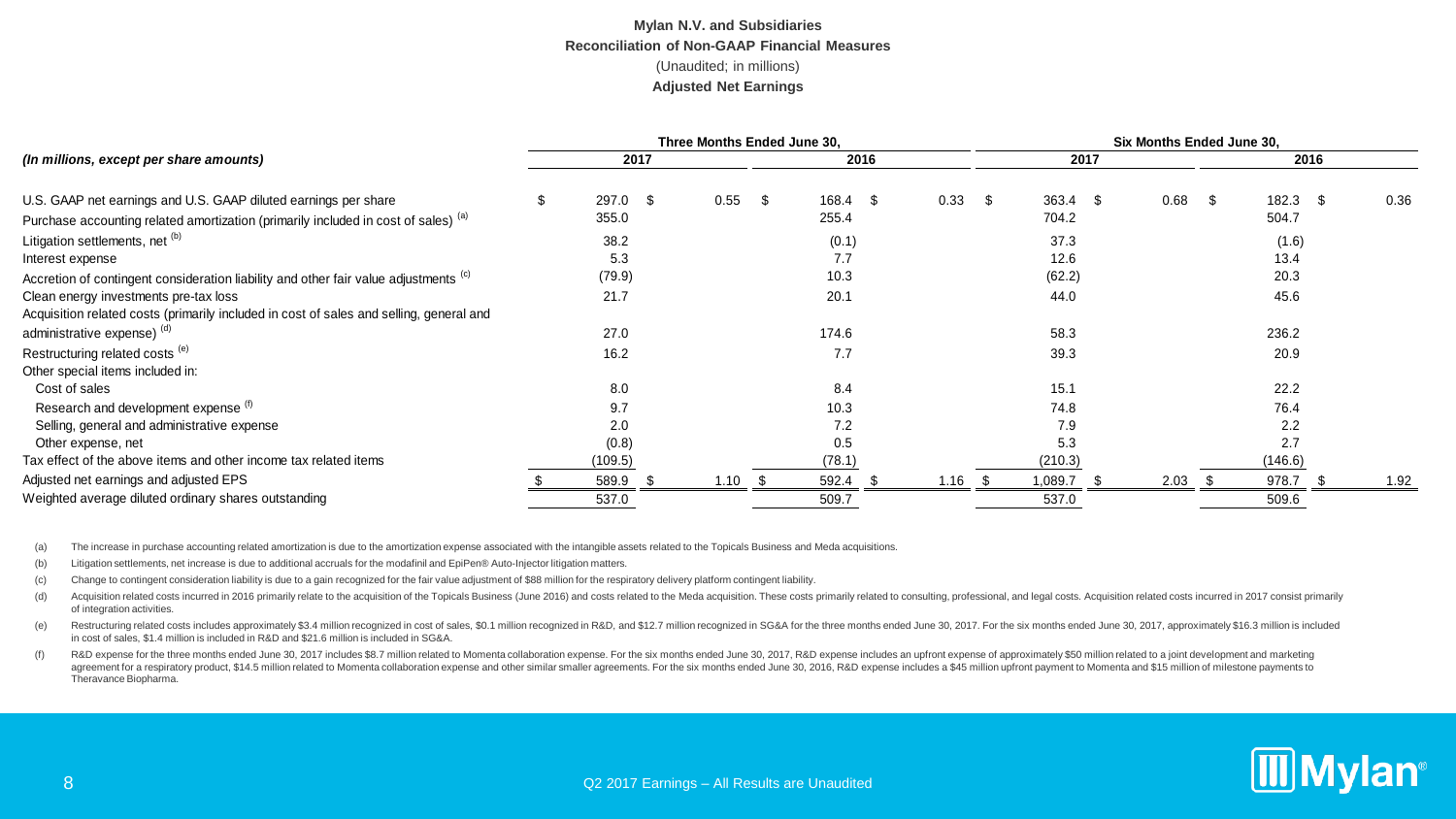**Mylan N.V. and Subsidiaries**
**Reconciliation of Non-GAAP Financial Measures**
(Unaudited; in millions)
**Adjusted Net Earnings**

| *(In millions, except per share amounts)* | Three Months Ended June 30, | | | | Six Months Ended June 30, | | | |
|---|---|---|---|---|---|---|---|---|
| | 2017 | | 2016 | | 2017 | | 2016 | |
| U.S. GAAP net earnings and U.S. GAAP diluted earnings per share | $ 297.0 | $ 0.55 | $ 168.4 | $ 0.33 | $ 363.4 | $ 0.68 | $ 182.3 | $ 0.36 |
| Purchase accounting related amortization (primarily included in cost of sales) [(a)] | 355.0 | | 255.4 | | 704.2 | | 504.7 | |
| Litigation settlements, net [(b)] | 38.2 | | (0.1) | | 37.3 | | (1.6) | |
| Interest expense | 5.3 | | 7.7 | | 12.6 | | 13.4 | |
| Accretion of contingent consideration liability and other fair value adjustments [(c)] | (79.9) | | 10.3 | | (62.2) | | 20.3 | |
| Clean energy investments pre-tax loss | 21.7 | | 20.1 | | 44.0 | | 45.6 | |
| Acquisition related costs (primarily included in cost of sales and selling, general and administrative expense) [(d)] | 27.0 | | 174.6 | | 58.3 | | 236.2 | |
| Restructuring related costs [(e)] | 16.2 | | 7.7 | | 39.3 | | 20.9 | |
| Other special items included in: | | | | | | | | |
| Cost of sales | 8.0 | | 8.4 | | 15.1 | | 22.2 | |
| Research and development expense [(f)] | 9.7 | | 10.3 | | 74.8 | | 76.4 | |
| Selling, general and administrative expense | 2.0 | | 7.2 | | 7.9 | | 2.2 | |
| Other expense, net | (0.8) | | 0.5 | | 5.3 | | 2.7 | |
| Tax effect of the above items and other income tax related items | (109.5) | | (78.1) | | (210.3) | | (146.6) | |
| Adjusted net earnings and adjusted EPS | $ 589.9 | $ 1.10 | $ 592.4 | $ 1.16 | $ 1,089.7 | $ 2.03 | $ 978.7 | $ 1.92 |
| Weighted average diluted ordinary shares outstanding | 537.0 | | 509.7 | | 537.0 | | 509.6 | |

(a) The increase in purchase accounting related amortization is due to the amortization expense associated with the intangible assets related to the Topicals Business and Meda acquisitions.

(b) Litigation settlements, net increase is due to additional accruals for the modafinil and EpiPen® Auto-Injector litigation matters.

(c) Change to contingent consideration liability is due to a gain recognized for the fair value adjustment of $88 million for the respiratory delivery platform contingent liability.

(d) Acquisition related costs incurred in 2016 primarily relate to the acquisition of the Topicals Business (June 2016) and costs related to the Meda acquisition. These costs primarily related to consulting, professional, and legal costs. Acquisition related costs incurred in 2017 consist primarily of integration activities.

(e) Restructuring related costs includes approximately $3.4 million recognized in cost of sales, $0.1 million recognized in R&D, and $12.7 million recognized in SG&A for the three months ended June 30, 2017. For the six months ended June 30, 2017, approximately $16.3 million is included in cost of sales, $1.4 million is included in R&D and $21.6 million is included in SG&A.

(f) R&D expense for the three months ended June 30, 2017 includes $8.7 million related to Momenta collaboration expense. For the six months ended June 30, 2017, R&D expense includes an upfront expense of approximately $50 million related to a joint development and marketing agreement for a respiratory product, $14.5 million related to Momenta collaboration expense and other similar smaller agreements. For the six months ended June 30, 2016, R&D expense includes a $45 million upfront payment to Momenta and $15 million of milestone payments to Theravance Biopharma.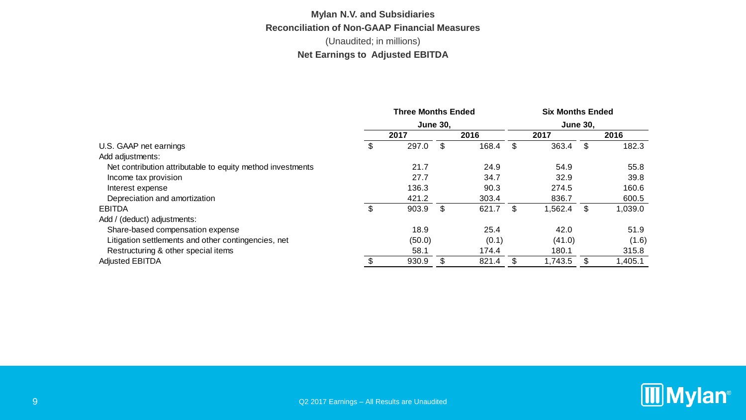**Mylan N.V. and Subsidiaries**

**Reconciliation of Non-GAAP Financial Measures**

(Unaudited; in millions)

**Net Earnings to Adjusted EBITDA**

| | Three Months Ended June 30, | | Six Months Ended June 30, | |
|---|---|---|---|---|
| | 2017 | 2016 | 2017 | 2016 |
| U.S. GAAP net earnings | $ 297.0 | $ 168.4 | $ 363.4 | $ 182.3 |
| Add adjustments: | | | | |
| Net contribution attributable to equity method investments | 21.7 | 24.9 | 54.9 | 55.8 |
| Income tax provision | 27.7 | 34.7 | 32.9 | 39.8 |
| Interest expense | 136.3 | 90.3 | 274.5 | 160.6 |
| Depreciation and amortization | 421.2 | 303.4 | 836.7 | 600.5 |
| EBITDA | $ 903.9 | $ 621.7 | $ 1,562.4 | $ 1,039.0 |
| Add / (deduct) adjustments: | | | | |
| Share-based compensation expense | 18.9 | 25.4 | 42.0 | 51.9 |
| Litigation settlements and other contingencies, net | (50.0) | (0.1) | (41.0) | (1.6) |
| Restructuring & other special items | 58.1 | 174.4 | 180.1 | 315.8 |
| Adjusted EBITDA | $ 930.9 | $ 821.4 | $ 1,743.5 | $ 1,405.1 |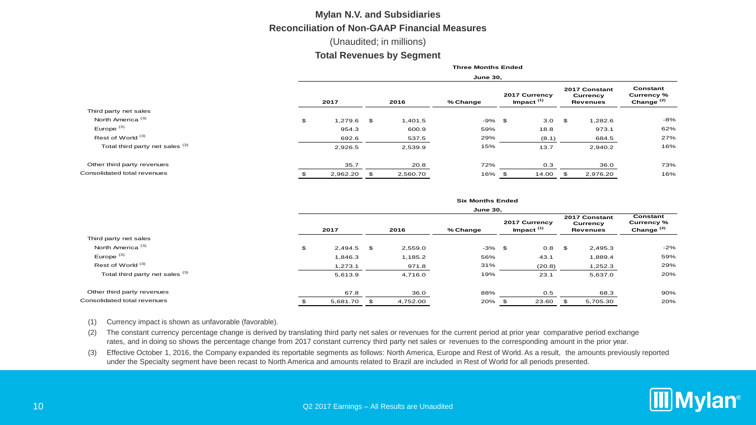# Mylan N.V. and Subsidiaries

## Reconciliation of Non-GAAP Financial Measures

(Unaudited; in millions)

### Total Revenues by Segment

| | Three Months Ended June 30, | | | | | |
|---|---|---|---|---|---|---|
| | 2017 | 2016 | % Change | 2017 Currency Impact [1] | 2017 Constant Currency Revenues | Constant Currency % Change [2] |
| Third party net sales | | | | | | |
| North America [3] | $ 1,279.6 | $ 1,401.5 | -9% | $ 3.0 | $ 1,282.6 | -8% |
| Europe [3] | 954.3 | 600.9 | 59% | 18.8 | 973.1 | 62% |
| Rest of World [3] | 692.6 | 537.5 | 29% | (8.1) | 684.5 | 27% |
| Total third party net sales [3] | 2,926.5 | 2,539.9 | 15% | 13.7 | 2,940.2 | 16% |
| Other third party revenues | 35.7 | 20.8 | 72% | 0.3 | 36.0 | 73% |
| Consolidated total revenues | $ 2,962.20 | $ 2,560.70 | 16% | $ 14.00 | $ 2,976.20 | 16% |

| | Six Months Ended June 30, | | | | | |
|---|---|---|---|---|---|---|
| | 2017 | 2016 | % Change | 2017 Currency Impact [1] | 2017 Constant Currency Revenues | Constant Currency % Change [2] |
| Third party net sales | | | | | | |
| North America [3] | $ 2,494.5 | $ 2,559.0 | -3% | $ 0.8 | $ 2,495.3 | -2% |
| Europe [3] | 1,846.3 | 1,185.2 | 56% | 43.1 | 1,889.4 | 59% |
| Rest of World [3] | 1,273.1 | 971.8 | 31% | (20.8) | 1,252.3 | 29% |
| Total third party net sales [3] | 5,613.9 | 4,716.0 | 19% | 23.1 | 5,637.0 | 20% |
| Other third party revenues | 67.8 | 36.0 | 88% | 0.5 | 68.3 | 90% |
| Consolidated total revenues | $ 5,681.70 | $ 4,752.00 | 20% | $ 23.60 | $ 5,705.30 | 20% |

(1) Currency impact is shown as unfavorable (favorable).

(2) The constant currency percentage change is derived by translating third party net sales or revenues for the current period at prior year comparative period exchange rates, and in doing so shows the percentage change from 2017 constant currency third party net sales or revenues to the corresponding amount in the prior year.

(3) Effective October 1, 2016, the Company expanded its reportable segments as follows: North America, Europe and Rest of World. As a result, the amounts previously reported under the Specialty segment have been recast to North America and amounts related to Brazil are included in Rest of World for all periods presented.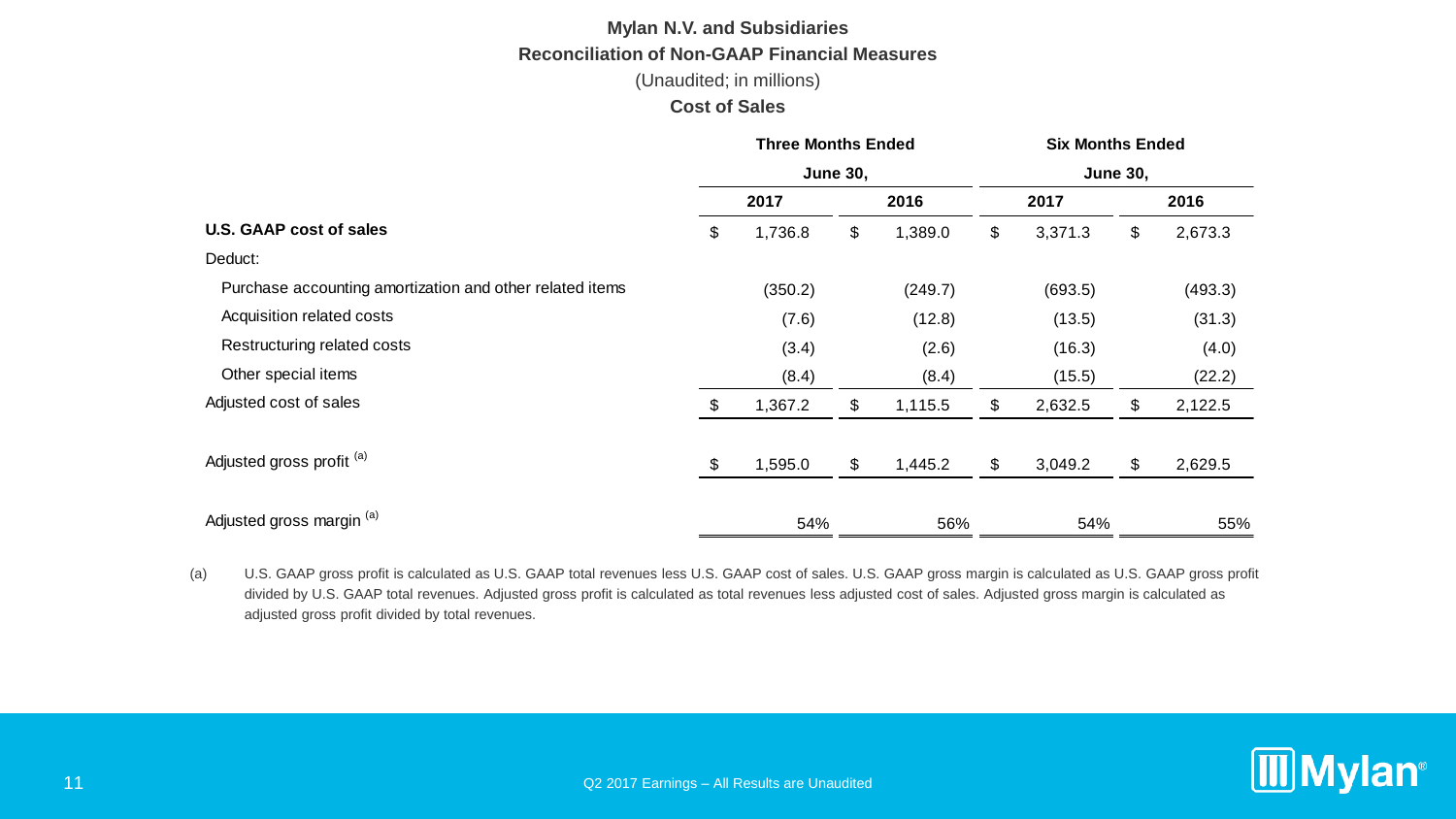## Mylan N.V. and Subsidiaries

### Reconciliation of Non-GAAP Financial Measures

(Unaudited; in millions)

### Cost of Sales

| | Three Months Ended June 30, | | Six Months Ended June 30, | |
|---|---|---|---|---|
| | 2017 | 2016 | 2017 | 2016 |
| **U.S. GAAP cost of sales** | $ 1,736.8 | $ 1,389.0 | $ 3,371.3 | $ 2,673.3 |
| Deduct: | | | | |
| Purchase accounting amortization and other related items | (350.2) | (249.7) | (693.5) | (493.3) |
| Acquisition related costs | (7.6) | (12.8) | (13.5) | (31.3) |
| Restructuring related costs | (3.4) | (2.6) | (16.3) | (4.0) |
| Other special items | (8.4) | (8.4) | (15.5) | (22.2) |
| Adjusted cost of sales | $ 1,367.2 | $ 1,115.5 | $ 2,632.5 | $ 2,122.5 |
| Adjusted gross profit [(a)] | $ 1,595.0 | $ 1,445.2 | $ 3,049.2 | $ 2,629.5 |
| Adjusted gross margin [(a)] | 54% | 56% | 54% | 55% |

(a) U.S. GAAP gross profit is calculated as U.S. GAAP total revenues less U.S. GAAP cost of sales. U.S. GAAP gross margin is calculated as U.S. GAAP gross profit divided by U.S. GAAP total revenues. Adjusted gross profit is calculated as total revenues less adjusted cost of sales. Adjusted gross margin is calculated as adjusted gross profit divided by total revenues.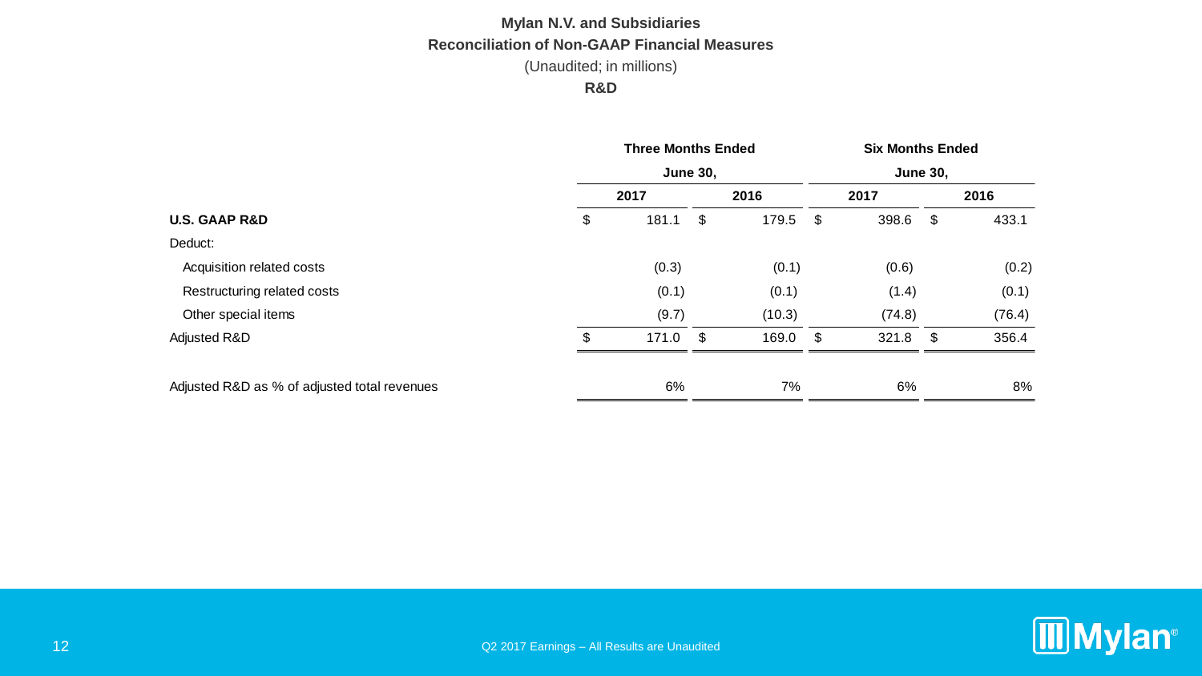**Mylan N.V. and Subsidiaries**

**Reconciliation of Non-GAAP Financial Measures**

(Unaudited; in millions)

**R&D**

| | Three Months Ended June 30, | | Six Months Ended June 30, | |
|---|---|---|---|---|
| | 2017 | 2016 | 2017 | 2016 |
| **U.S. GAAP R&D** | $ 181.1 | $ 179.5 | $ 398.6 | $ 433.1 |
| Deduct: | | | | |
| Acquisition related costs | (0.3) | (0.1) | (0.6) | (0.2) |
| Restructuring related costs | (0.1) | (0.1) | (1.4) | (0.1) |
| Other special items | (9.7) | (10.3) | (74.8) | (76.4) |
| Adjusted R&D | $ 171.0 | $ 169.0 | $ 321.8 | $ 356.4 |
| | | | | |
| Adjusted R&D as % of adjusted total revenues | 6% | 7% | 6% | 8% |

Q2 2017 Earnings – All Results are Unaudited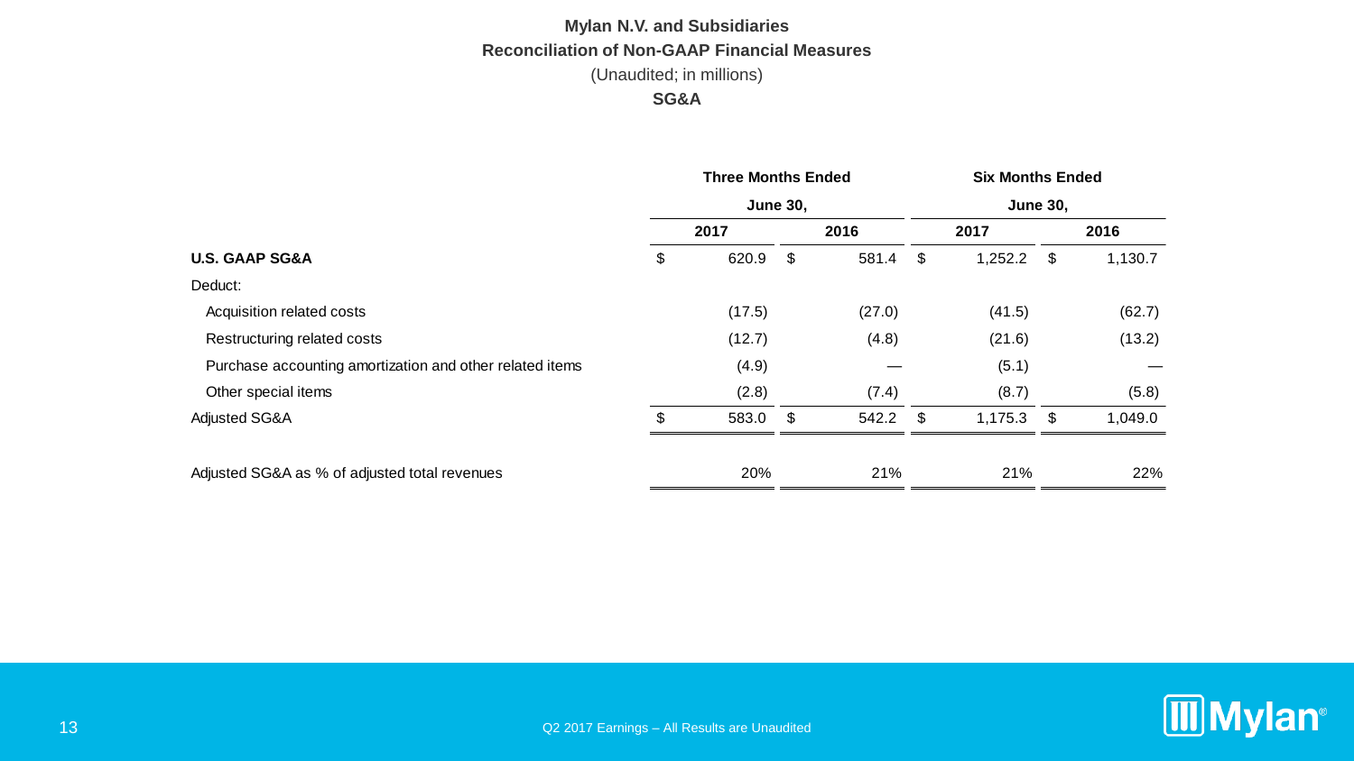**Mylan N.V. and Subsidiaries**

**Reconciliation of Non-GAAP Financial Measures**

(Unaudited; in millions)

**SG&A**

| | Three Months Ended June 30, | | Six Months Ended June 30, | |
|---|---|---|---|---|
| | 2017 | 2016 | 2017 | 2016 |
| **U.S. GAAP SG&A** | $ 620.9 | $ 581.4 | $ 1,252.2 | $ 1,130.7 |
| Deduct: | | | | |
| Acquisition related costs | (17.5) | (27.0) | (41.5) | (62.7) |
| Restructuring related costs | (12.7) | (4.8) | (21.6) | (13.2) |
| Purchase accounting amortization and other related items | (4.9) | — | (5.1) | — |
| Other special items | (2.8) | (7.4) | (8.7) | (5.8) |
| Adjusted SG&A | $ 583.0 | $ 542.2 | $ 1,175.3 | $ 1,049.0 |
| Adjusted SG&A as % of adjusted total revenues | 20% | 21% | 21% | 22% |

Q2 2017 Earnings – All Results are Unaudited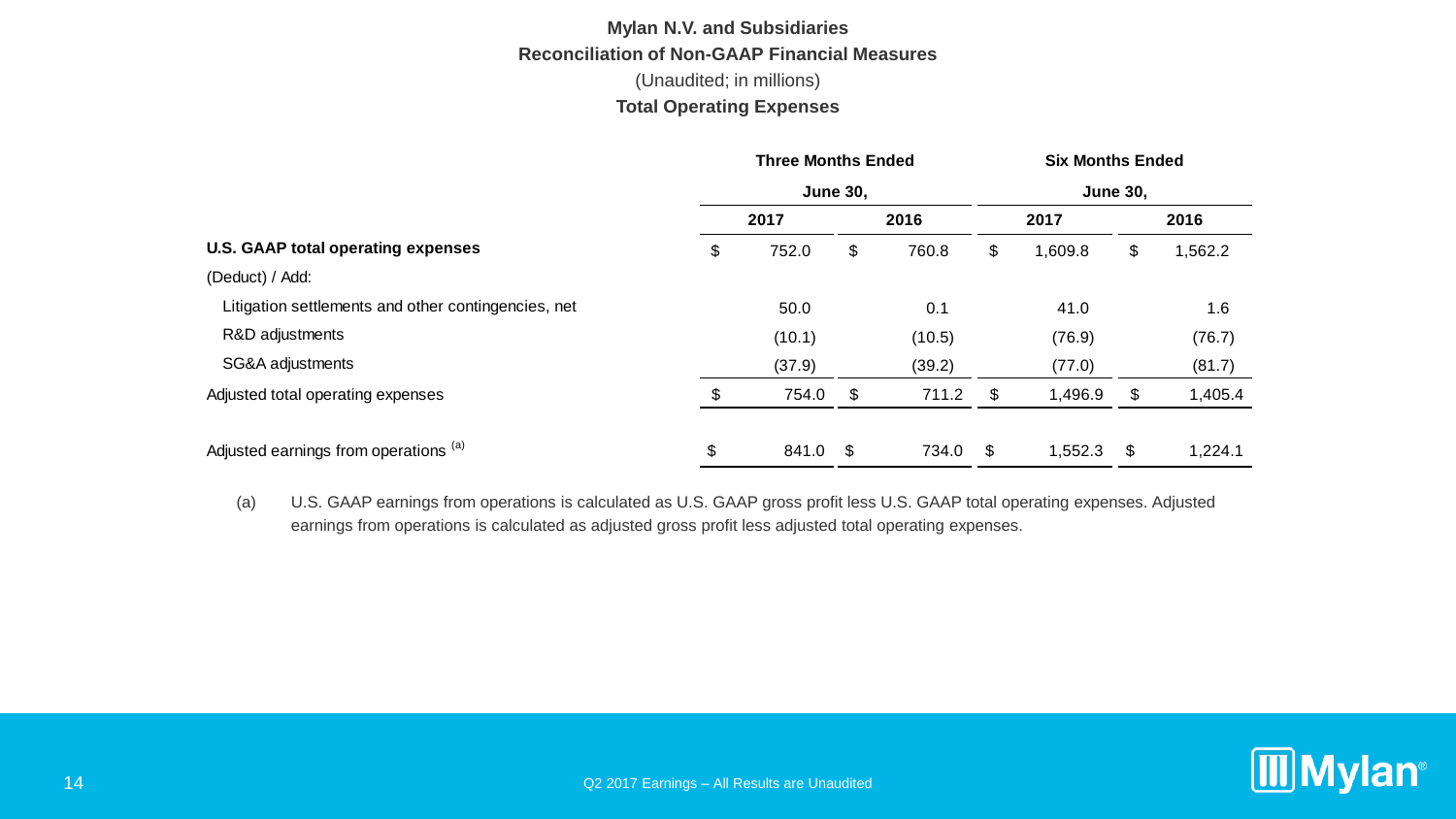**Mylan N.V. and Subsidiaries**

**Reconciliation of Non-GAAP Financial Measures**

(Unaudited; in millions)

**Total Operating Expenses**

| | Three Months Ended June 30, | | Six Months Ended June 30, | |
|---|---|---|---|---|
| | **2017** | **2016** | **2017** | **2016** |
| **U.S. GAAP total operating expenses** | $ 752.0 | $ 760.8 | $ 1,609.8 | $ 1,562.2 |
| (Deduct) / Add: | | | | |
| Litigation settlements and other contingencies, net | 50.0 | 0.1 | 41.0 | 1.6 |
| R&D adjustments | (10.1) | (10.5) | (76.9) | (76.7) |
| SG&A adjustments | (37.9) | (39.2) | (77.0) | (81.7) |
| Adjusted total operating expenses | $ 754.0 | $ 711.2 | $ 1,496.9 | $ 1,405.4 |
| Adjusted earnings from operations [(a)] | $ 841.0 | $ 734.0 | $ 1,552.3 | $ 1,224.1 |

(a) U.S. GAAP earnings from operations is calculated as U.S. GAAP gross profit less U.S. GAAP total operating expenses. Adjusted earnings from operations is calculated as adjusted gross profit less adjusted total operating expenses.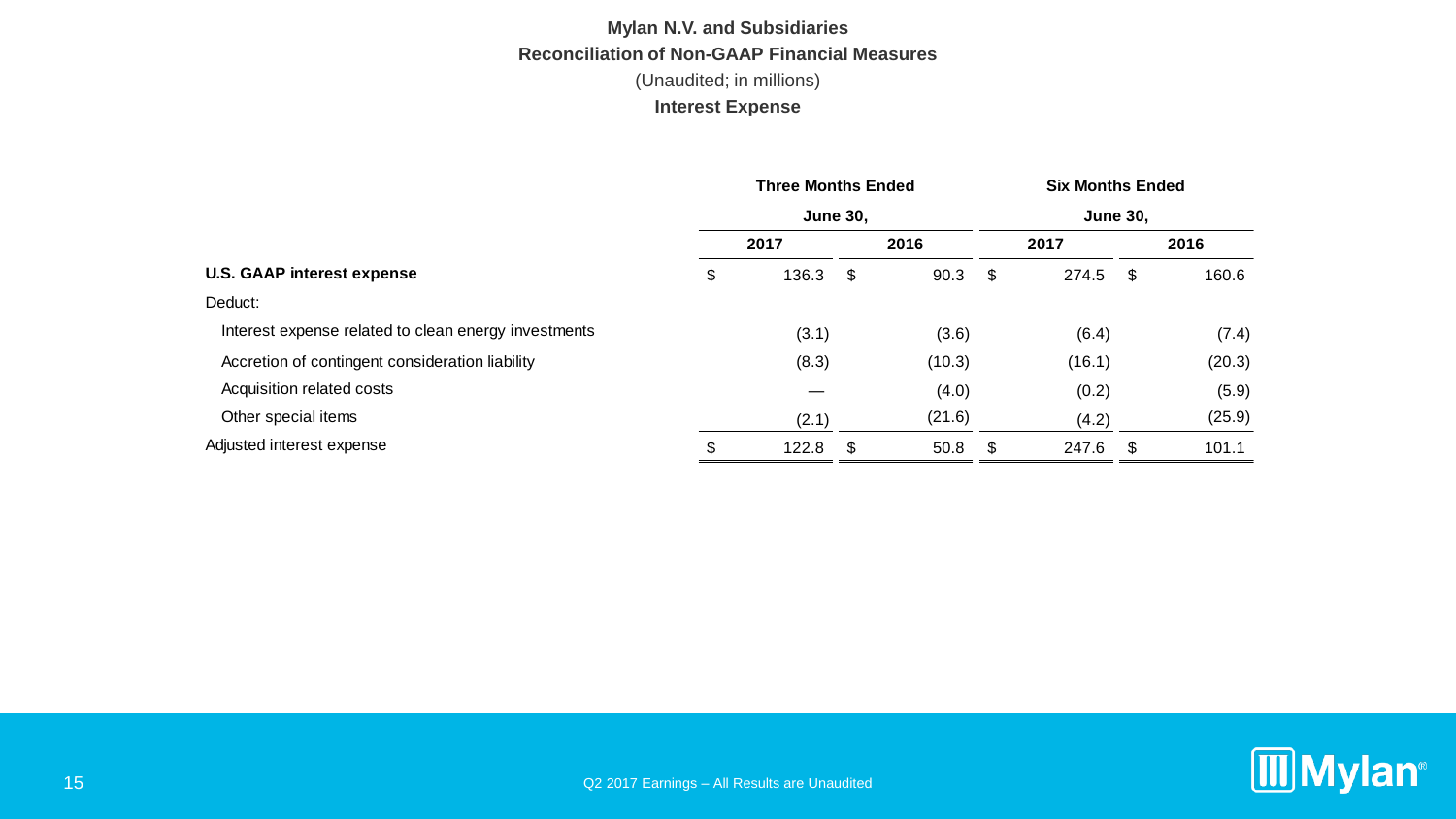**Mylan N.V. and Subsidiaries**

**Reconciliation of Non-GAAP Financial Measures**

(Unaudited; in millions)

**Interest Expense**

| | Three Months Ended June 30, | | Six Months Ended June 30, | |
|---|---|---|---|---|
| | 2017 | 2016 | 2017 | 2016 |
| **U.S. GAAP interest expense** | $ 136.3 | $ 90.3 | $ 274.5 | $ 160.6 |
| Deduct: | | | | |
| Interest expense related to clean energy investments | (3.1) | (3.6) | (6.4) | (7.4) |
| Accretion of contingent consideration liability | (8.3) | (10.3) | (16.1) | (20.3) |
| Acquisition related costs | — | (4.0) | (0.2) | (5.9) |
| Other special items | (2.1) | (21.6) | (4.2) | (25.9) |
| Adjusted interest expense | $ 122.8 | $ 50.8 | $ 247.6 | $ 101.1 |

Q2 2017 Earnings – All Results are Unaudited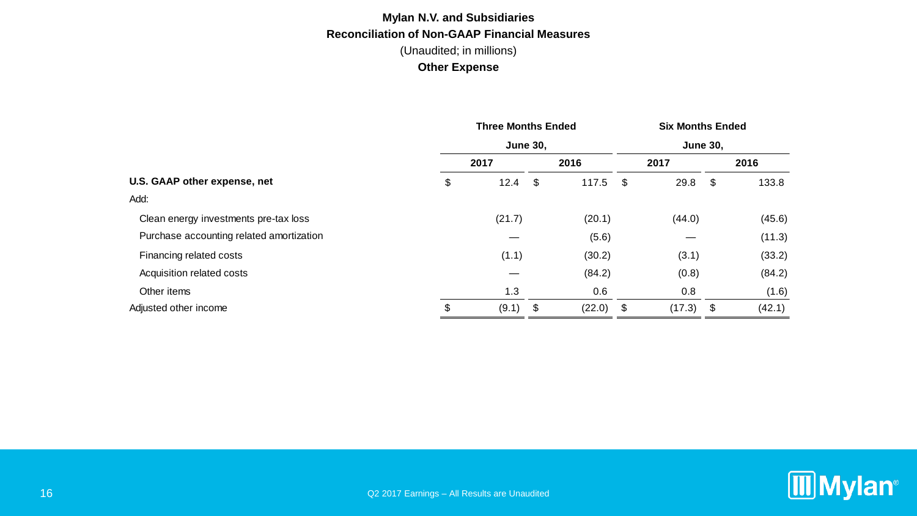**Mylan N.V. and Subsidiaries**

**Reconciliation of Non-GAAP Financial Measures**

(Unaudited; in millions)

**Other Expense**

| | Three Months Ended June 30, | | Six Months Ended June 30, | |
|---|---|---|---|---|
| | 2017 | 2016 | 2017 | 2016 |
| **U.S. GAAP other expense, net** | $ 12.4 | $ 117.5 | $ 29.8 | $ 133.8 |
| Add: | | | | |
| Clean energy investments pre-tax loss | (21.7) | (20.1) | (44.0) | (45.6) |
| Purchase accounting related amortization | — | (5.6) | — | (11.3) |
| Financing related costs | (1.1) | (30.2) | (3.1) | (33.2) |
| Acquisition related costs | — | (84.2) | (0.8) | (84.2) |
| Other items | 1.3 | 0.6 | 0.8 | (1.6) |
| Adjusted other income | $ (9.1) | $ (22.0) | $ (17.3) | $ (42.1) |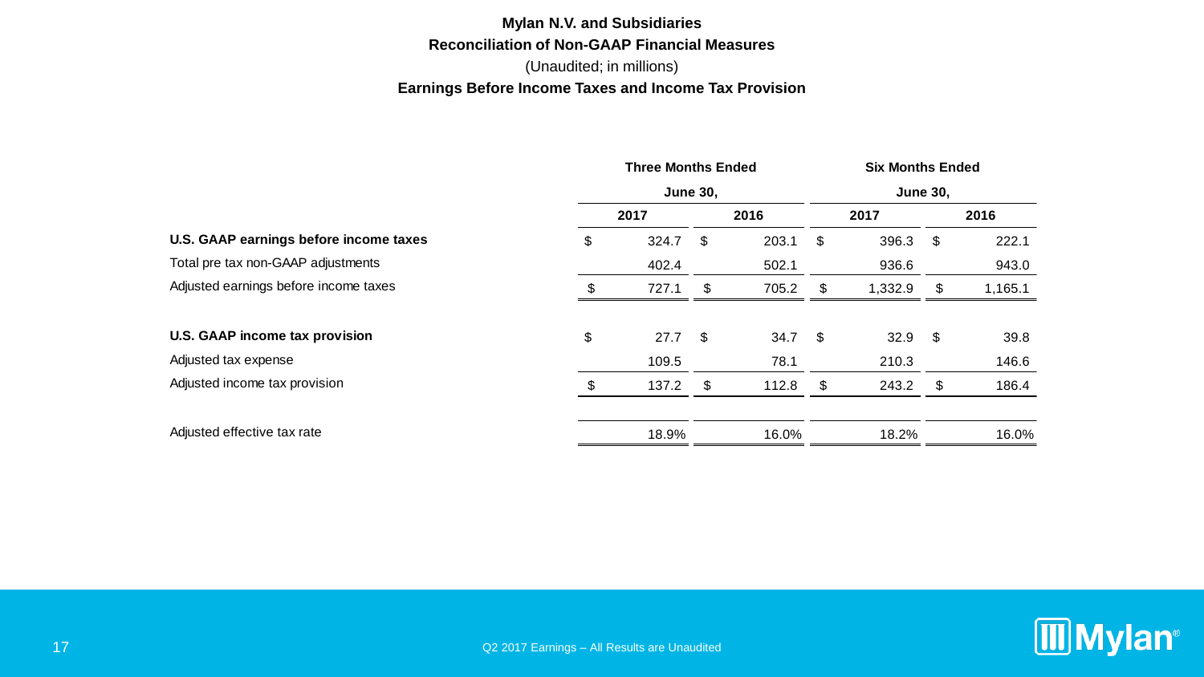**Mylan N.V. and Subsidiaries**

**Reconciliation of Non-GAAP Financial Measures**

(Unaudited; in millions)

**Earnings Before Income Taxes and Income Tax Provision**

| | Three Months Ended June 30, | | Six Months Ended June 30, | |
|---|---|---|---|---|
| | 2017 | 2016 | 2017 | 2016 |
| **U.S. GAAP earnings before income taxes** | $ 324.7 | $ 203.1 | $ 396.3 | $ 222.1 |
| Total pre tax non-GAAP adjustments | 402.4 | 502.1 | 936.6 | 943.0 |
| Adjusted earnings before income taxes | $ 727.1 | $ 705.2 | $ 1,332.9 | $ 1,165.1 |
| | | | | |
| **U.S. GAAP income tax provision** | $ 27.7 | $ 34.7 | $ 32.9 | $ 39.8 |
| Adjusted tax expense | 109.5 | 78.1 | 210.3 | 146.6 |
| Adjusted income tax provision | $ 137.2 | $ 112.8 | $ 243.2 | $ 186.4 |
| | | | | |
| Adjusted effective tax rate | 18.9% | 16.0% | 18.2% | 16.0% |

Q2 2017 Earnings – All Results are Unaudited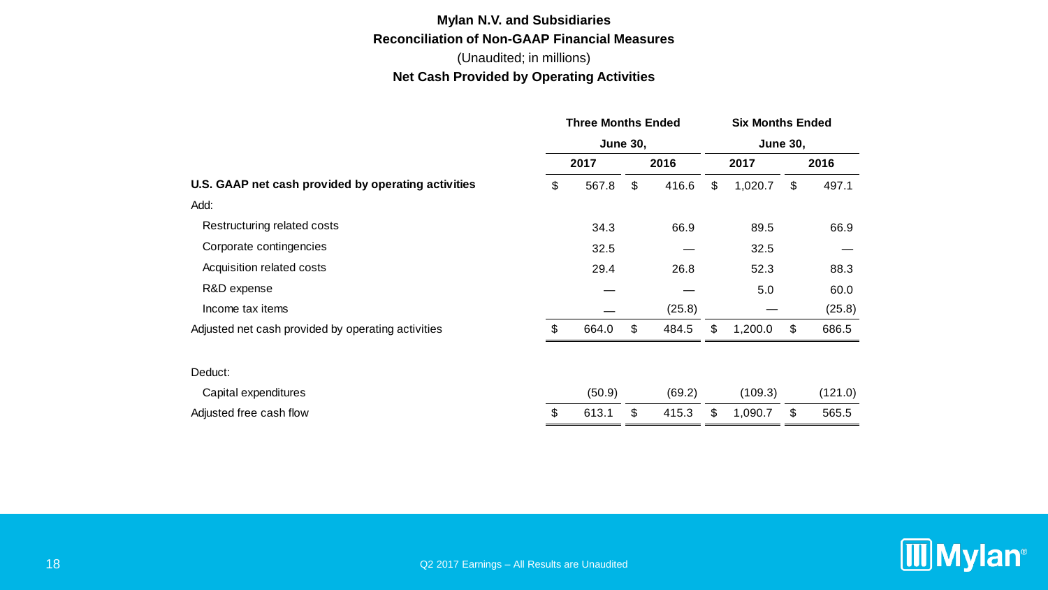**Mylan N.V. and Subsidiaries**

**Reconciliation of Non-GAAP Financial Measures**

(Unaudited; in millions)

**Net Cash Provided by Operating Activities**

| | Three Months Ended June 30, | | Six Months Ended June 30, | |
|---|---|---|---|---|
| | 2017 | 2016 | 2017 | 2016 |
| **U.S. GAAP net cash provided by operating activities** | $ 567.8 | $ 416.6 | $ 1,020.7 | $ 497.1 |
| Add: | | | | |
| Restructuring related costs | 34.3 | 66.9 | 89.5 | 66.9 |
| Corporate contingencies | 32.5 | — | 32.5 | — |
| Acquisition related costs | 29.4 | 26.8 | 52.3 | 88.3 |
| R&D expense | — | — | 5.0 | 60.0 |
| Income tax items | — | (25.8) | — | (25.8) |
| Adjusted net cash provided by operating activities | $ 664.0 | $ 484.5 | $ 1,200.0 | $ 686.5 |
| Deduct: | | | | |
| Capital expenditures | (50.9) | (69.2) | (109.3) | (121.0) |
| Adjusted free cash flow | $ 613.1 | $ 415.3 | $ 1,090.7 | $ 565.5 |

Q2 2017 Earnings – All Results are Unaudited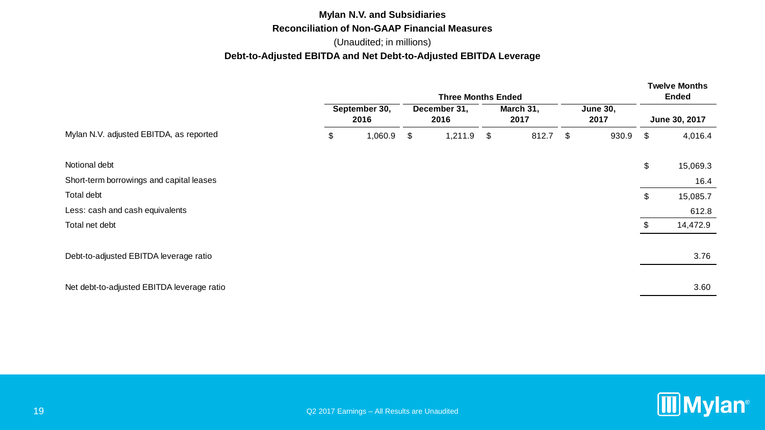**Mylan N.V. and Subsidiaries**

**Reconciliation of Non-GAAP Financial Measures**

(Unaudited; in millions)

**Debt-to-Adjusted EBITDA and Net Debt-to-Adjusted EBITDA Leverage**

| | Three Months Ended | | | | Twelve Months Ended |
|---|---|---|---|---|---|
| | September 30, 2016 | December 31, 2016 | March 31, 2017 | June 30, 2017 | June 30, 2017 |
| Mylan N.V. adjusted EBITDA, as reported | $ 1,060.9 | $ 1,211.9 | $ 812.7 | $ 930.9 | $ 4,016.4 |
| | | | | | |
| Notional debt | | | | | $ 15,069.3 |
| Short-term borrowings and capital leases | | | | | 16.4 |
| Total debt | | | | | $ 15,085.7 |
| Less: cash and cash equivalents | | | | | 612.8 |
| Total net debt | | | | | $ 14,472.9 |
| | | | | | |
| Debt-to-adjusted EBITDA leverage ratio | | | | | 3.76 |
| | | | | | |
| Net debt-to-adjusted EBITDA leverage ratio | | | | | 3.60 |

Q2 2017 Earnings – All Results are Unaudited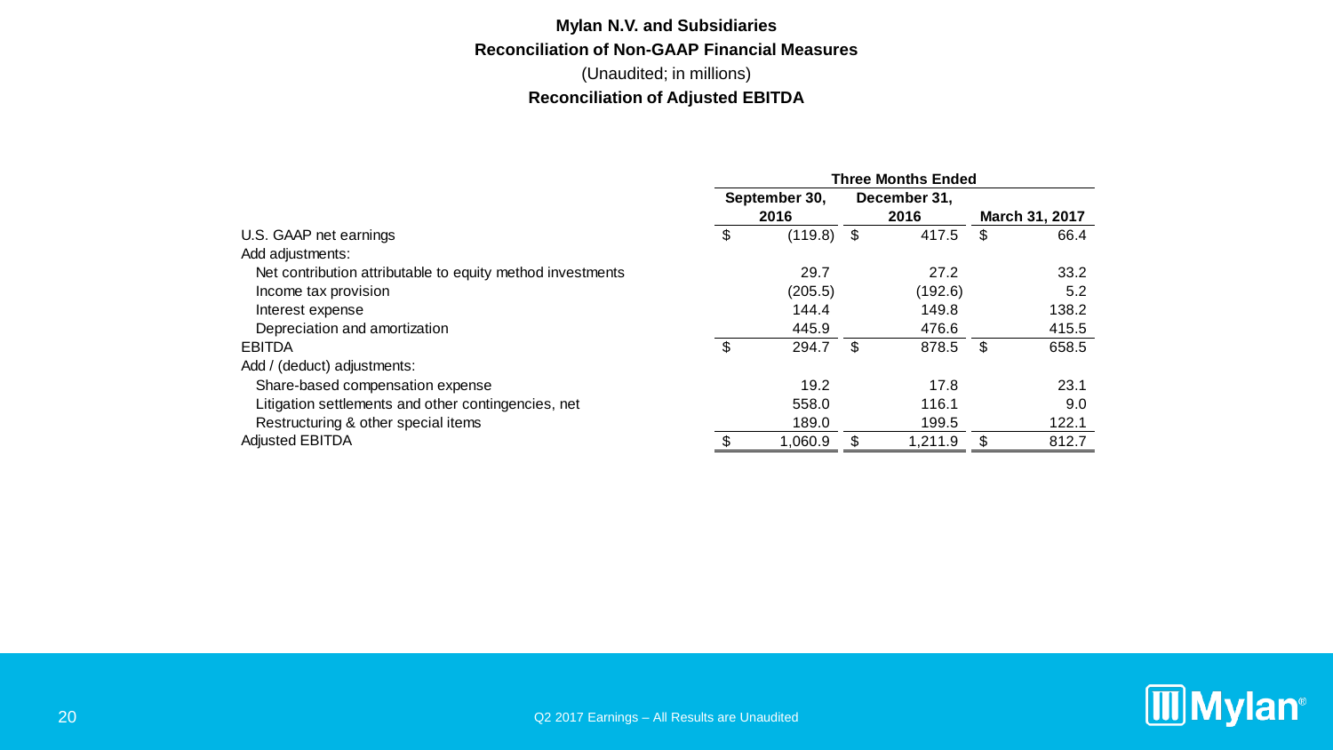**Mylan N.V. and Subsidiaries**

**Reconciliation of Non-GAAP Financial Measures**

(Unaudited; in millions)

**Reconciliation of Adjusted EBITDA**

| | Three Months Ended | | |
|---|---|---|---|
| | September 30, 2016 | December 31, 2016 | March 31, 2017 |
| U.S. GAAP net earnings | $ (119.8) | $ 417.5 | $ 66.4 |
| Add adjustments: | | | |
| Net contribution attributable to equity method investments | 29.7 | 27.2 | 33.2 |
| Income tax provision | (205.5) | (192.6) | 5.2 |
| Interest expense | 144.4 | 149.8 | 138.2 |
| Depreciation and amortization | 445.9 | 476.6 | 415.5 |
| EBITDA | $ 294.7 | $ 878.5 | $ 658.5 |
| Add / (deduct) adjustments: | | | |
| Share-based compensation expense | 19.2 | 17.8 | 23.1 |
| Litigation settlements and other contingencies, net | 558.0 | 116.1 | 9.0 |
| Restructuring & other special items | 189.0 | 199.5 | 122.1 |
| Adjusted EBITDA | $ 1,060.9 | $ 1,211.9 | $ 812.7 |

Q2 2017 Earnings – All Results are Unaudited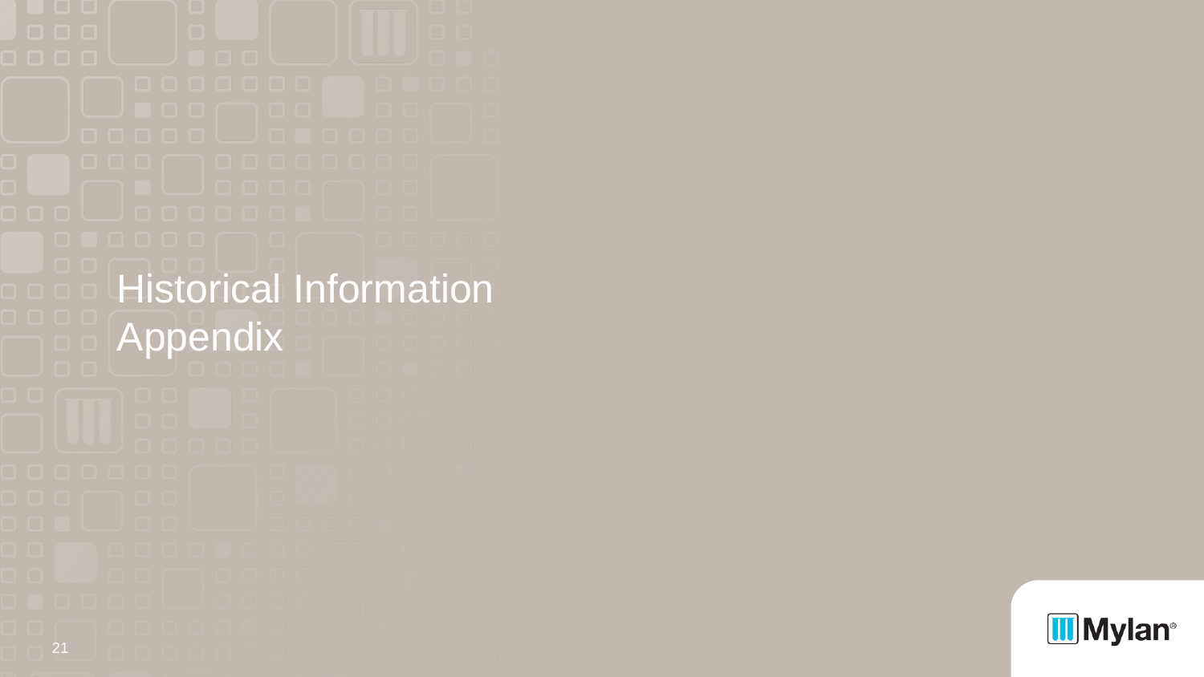# Historical Information Appendix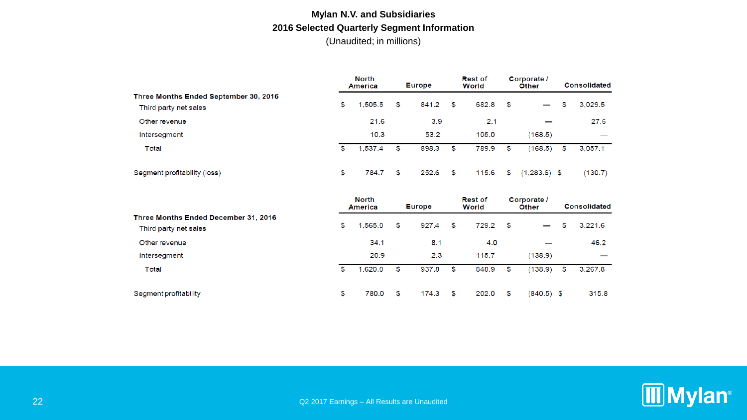# Mylan N.V. and Subsidiaries

## 2016 Selected Quarterly Segment Information

(Unaudited; in millions)

| | North America | Europe | Rest of World | Corporate / Other | Consolidated |
|---|---|---|---|---|---|
| **Three Months Ended September 30, 2016** | | | | | |
| Third party net sales | $ 1,505.5 | $ 841.2 | $ 682.8 | $ — | $ 3,029.5 |
| Other revenue | 21.6 | 3.9 | 2.1 | — | 27.6 |
| Intersegment | 10.3 | 53.2 | 105.0 | (168.5) | — |
| Total | $ 1,537.4 | $ 898.3 | $ 789.9 | $ (168.5) | $ 3,057.1 |
| Segment profitability (loss) | $ 784.7 | $ 252.6 | $ 115.6 | $ (1,283.6) | $ (130.7) |

| | North America | Europe | Rest of World | Corporate / Other | Consolidated |
|---|---|---|---|---|---|
| **Three Months Ended December 31, 2016** | | | | | |
| Third party net sales | $ 1,565.0 | $ 927.4 | $ 729.2 | $ — | $ 3,221.6 |
| Other revenue | 34.1 | 8.1 | 4.0 | — | 46.2 |
| Intersegment | 20.9 | 2.3 | 115.7 | (138.9) | — |
| Total | $ 1,620.0 | $ 937.8 | $ 848.9 | $ (138.9) | $ 3,267.8 |
| Segment profitability | $ 780.0 | $ 174.3 | $ 202.0 | $ (840.5) | $ 315.8 |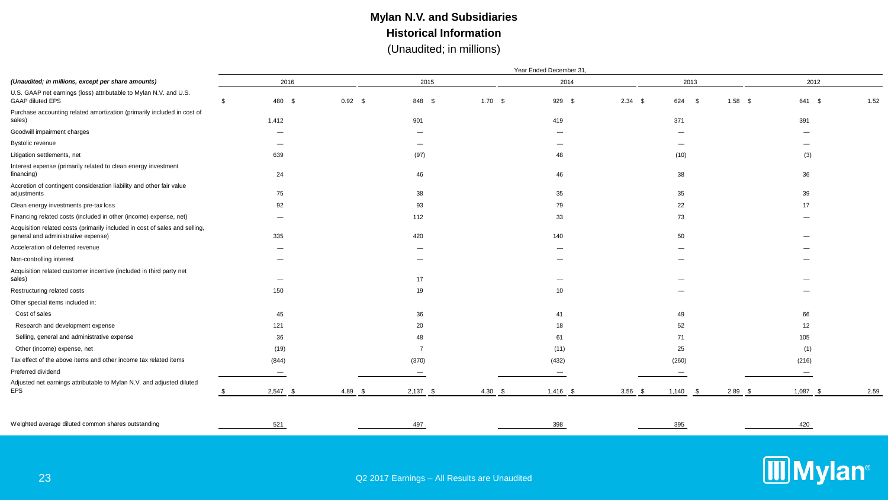# Mylan N.V. and Subsidiaries

## Historical Information

(Unaudited; in millions)

| *(Unaudited; in millions, except per share amounts)* | Year Ended December 31, 2016 | | 2015 | | 2014 | | 2013 | | 2012 | |
|---|---|---|---|---|---|---|---|---|---|---|
| U.S. GAAP net earnings (loss) attributable to Mylan N.V. and U.S. GAAP diluted EPS | $ 480 | $ 0.92 | $ 848 | $ 1.70 | $ 929 | $ 2.34 | $ 624 | $ 1.58 | $ 641 | $ 1.52 |
| Purchase accounting related amortization (primarily included in cost of sales) | 1,412 | | 901 | | 419 | | 371 | | 391 | |
| Goodwill impairment charges | — | | — | | — | | — | | — | |
| Bystolic revenue | — | | — | | — | | — | | — | |
| Litigation settlements, net | 639 | | (97) | | 48 | | (10) | | (3) | |
| Interest expense (primarily related to clean energy investment financing) | 24 | | 46 | | 46 | | 38 | | 36 | |
| Accretion of contingent consideration liability and other fair value adjustments | 75 | | 38 | | 35 | | 35 | | 39 | |
| Clean energy investments pre-tax loss | 92 | | 93 | | 79 | | 22 | | 17 | |
| Financing related costs (included in other (income) expense, net) | — | | 112 | | 33 | | 73 | | — | |
| Acquisition related costs (primarily included in cost of sales and selling, general and administrative expense) | 335 | | 420 | | 140 | | 50 | | — | |
| Acceleration of deferred revenue | — | | — | | — | | — | | — | |
| Non-controlling interest | — | | — | | — | | — | | — | |
| Acquisition related customer incentive (included in third party net sales) | — | | 17 | | — | | — | | — | |
| Restructuring related costs | 150 | | 19 | | 10 | | — | | — | |
| Other special items included in: | | | | | | | | | | |
| Cost of sales | 45 | | 36 | | 41 | | 49 | | 66 | |
| Research and development expense | 121 | | 20 | | 18 | | 52 | | 12 | |
| Selling, general and administrative expense | 36 | | 48 | | 61 | | 71 | | 105 | |
| Other (income) expense, net | (19) | | 7 | | (11) | | 25 | | (1) | |
| Tax effect of the above items and other income tax related items | (844) | | (370) | | (432) | | (260) | | (216) | |
| Preferred dividend | — | | — | | — | | — | | — | |
| Adjusted net earnings attributable to Mylan N.V. and adjusted diluted EPS | $ 2,547 | $ 4.89 | $ 2,137 | $ 4.30 | $ 1,416 | $ 3.56 | $ 1,140 | $ 2.89 | $ 1,087 | $ 2.59 |
| Weighted average diluted common shares outstanding | 521 | | 497 | | 398 | | 395 | | 420 | |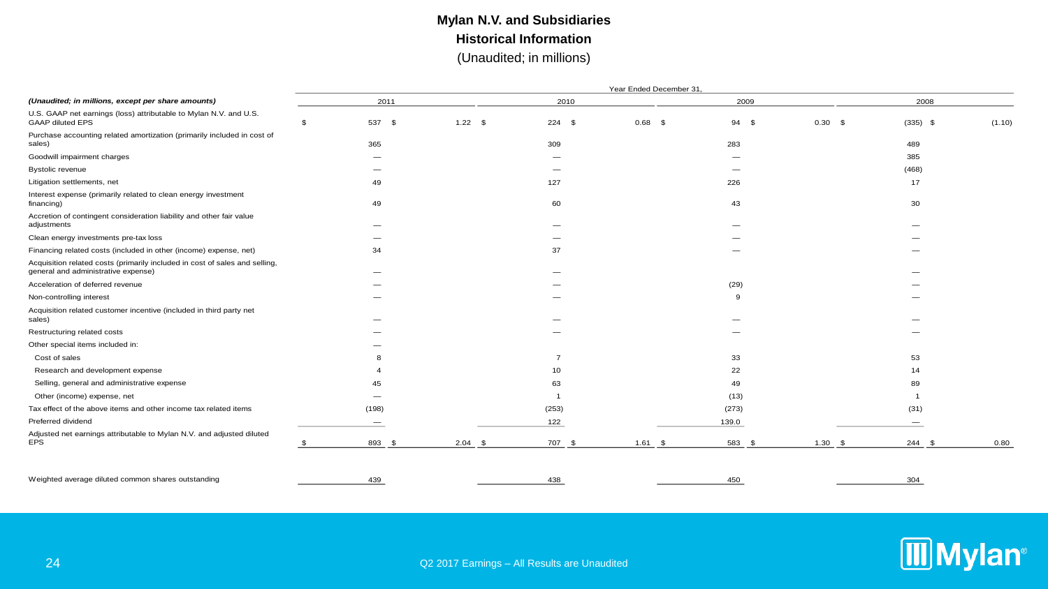# Mylan N.V. and Subsidiaries

## Historical Information

(Unaudited; in millions)

| *(Unaudited; in millions, except per share amounts)* | Year Ended December 31, | | | | | | | |
|---|---|---|---|---|---|---|---|---|
| | 2011 | | 2010 | | 2009 | | 2008 | |
| U.S. GAAP net earnings (loss) attributable to Mylan N.V. and U.S. GAAP diluted EPS | $ 537 | $ 1.22 | $ 224 | $ 0.68 | $ 94 | $ 0.30 | $ (335) | $ (1.10) |
| Purchase accounting related amortization (primarily included in cost of sales) | 365 | | 309 | | 283 | | 489 | |
| Goodwill impairment charges | — | | — | | — | | 385 | |
| Bystolic revenue | — | | — | | — | | (468) | |
| Litigation settlements, net | 49 | | 127 | | 226 | | 17 | |
| Interest expense (primarily related to clean energy investment financing) | 49 | | 60 | | 43 | | 30 | |
| Accretion of contingent consideration liability and other fair value adjustments | — | | — | | — | | — | |
| Clean energy investments pre-tax loss | — | | — | | — | | — | |
| Financing related costs (included in other (income) expense, net) | 34 | | 37 | | — | | — | |
| Acquisition related costs (primarily included in cost of sales and selling, general and administrative expense) | — | | — | | | | — | |
| Acceleration of deferred revenue | — | | — | | (29) | | — | |
| Non-controlling interest | — | | — | | 9 | | — | |
| Acquisition related customer incentive (included in third party net sales) | — | | — | | — | | — | |
| Restructuring related costs | — | | — | | — | | — | |
| Other special items included in: | — | | | | | | | |
| Cost of sales | 8 | | 7 | | 33 | | 53 | |
| Research and development expense | 4 | | 10 | | 22 | | 14 | |
| Selling, general and administrative expense | 45 | | 63 | | 49 | | 89 | |
| Other (income) expense, net | — | | 1 | | (13) | | 1 | |
| Tax effect of the above items and other income tax related items | (198) | | (253) | | (273) | | (31) | |
| Preferred dividend | — | | 122 | | 139.0 | | — | |
| Adjusted net earnings attributable to Mylan N.V. and adjusted diluted EPS | $ 893 | $ 2.04 | $ 707 | $ 1.61 | $ 583 | $ 1.30 | $ 244 | $ 0.80 |
| Weighted average diluted common shares outstanding | 439 | | 438 | | 450 | | 304 | |

Q2 2017 Earnings – All Results are Unaudited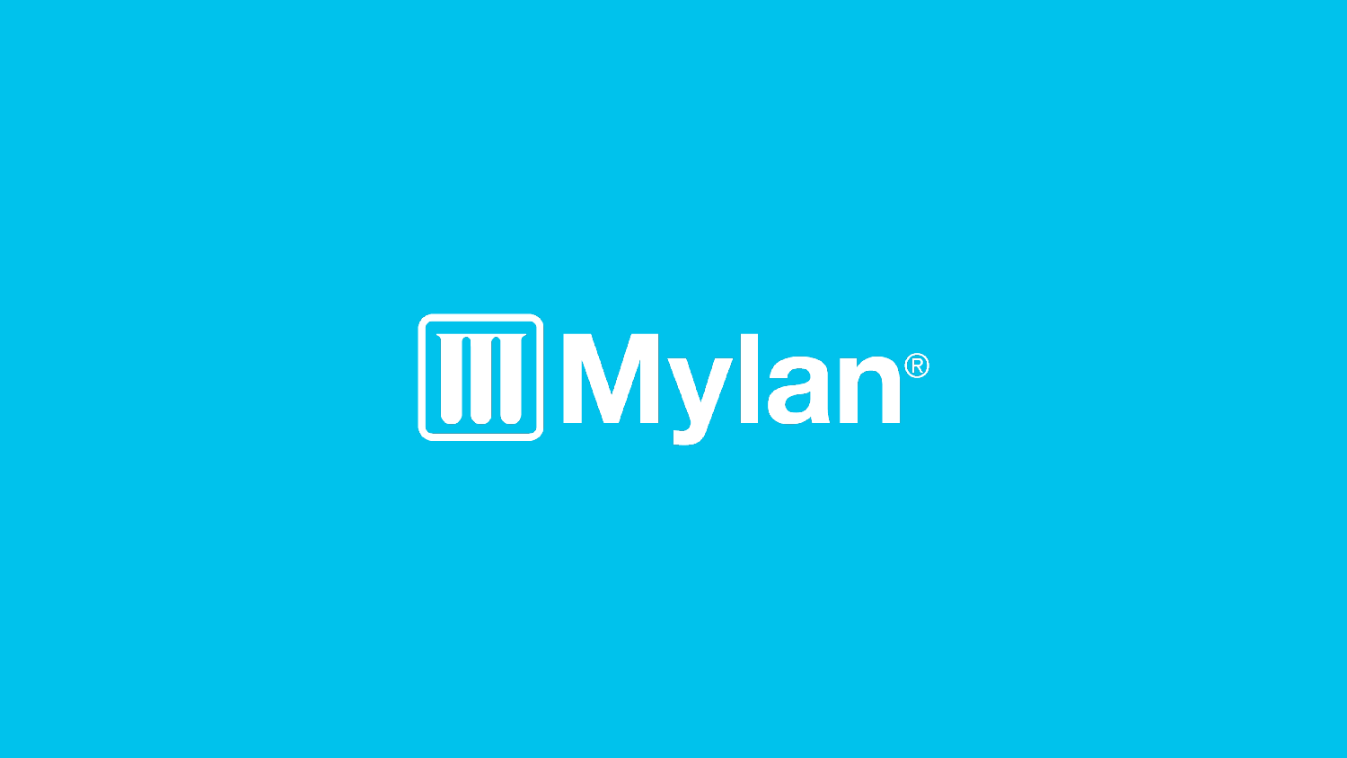Mylan®